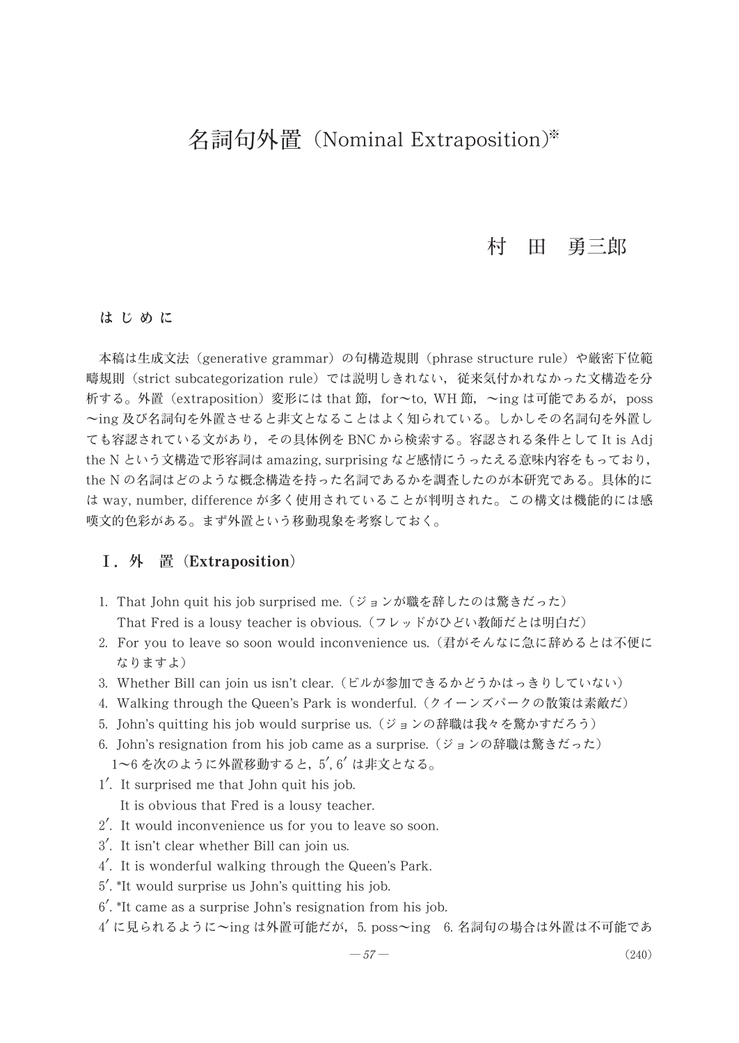# 名詞句外置（Nominal Extraposition）※

村　田　勇三郎

## はじめに

本稿は生成文法（generative grammar）の句構造規則（phrase structure rule）や厳密下位範疇規則（strict subcategorization rule）では説明しきれない，従来気付かれなかった文構造を分析する。外置（extraposition）変形には that 節，for〜to, WH 節，〜ing は可能であるが，poss〜ing 及び名詞句を外置させると非文となることはよく知られている。しかしその名詞句を外置しても容認されている文があり，その具体例を BNC から検索する。容認される条件として It is Adj the N という文構造で形容詞は amazing, surprising など感情にうったえる意味内容をもっており，the N の名詞はどのような概念構造を持った名詞であるかを調査したのが本研究である。具体的には way, number, difference が多く使用されていることが判明された。この構文は機能的には感嘆文的色彩がある。まず外置という移動現象を考察しておく。

## Ⅰ．外　置（Extraposition）

1. That John quit his job surprised me.（ジョンが職を辞したのは驚きだった）
   That Fred is a lousy teacher is obvious.（フレッドがひどい教師だとは明白だ）
2. For you to leave so soon would inconvenience us.（君がそんなに急に辞めるとは不便になりますよ）
3. Whether Bill can join us isn't clear.（ビルが参加できるかどうかはっきりしていない）
4. Walking through the Queen's Park is wonderful.（クイーンズパークの散策は素敵だ）
5. John's quitting his job would surprise us.（ジョンの辞職は我々を驚かすだろう）
6. John's resignation from his job came as a surprise.（ジョンの辞職は驚きだった）

1〜6 を次のように外置移動すると，5′, 6′ は非文となる。

1′. It surprised me that John quit his job.
    It is obvious that Fred is a lousy teacher.
2′. It would inconvenience us for you to leave so soon.
3′. It isn't clear whether Bill can join us.
4′. It is wonderful walking through the Queen's Park.
5′. *It would surprise us John's quitting his job.
6′. *It came as a surprise John's resignation from his job.

4′ に見られるように〜ing は外置可能だが，5. poss〜ing　6. 名詞句の場合は外置は不可能であ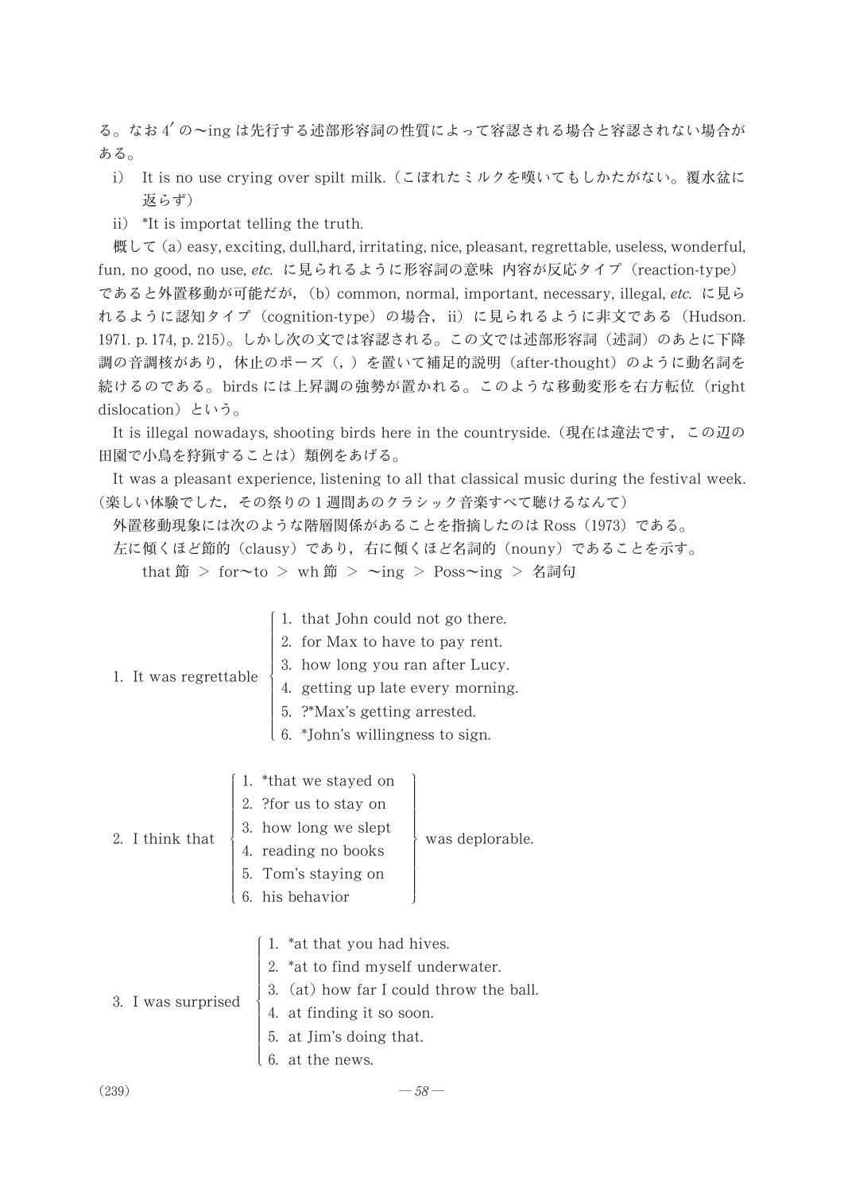る。なお 4′ の〜ing は先行する述部形容詞の性質によって容認される場合と容認されない場合がある。

i) It is no use crying over spilt milk.（こぼれたミルクを嘆いてもしかたがない。覆水盆に返らず）

ii) *It is importat telling the truth.

概して (a) easy, exciting, dull,hard, irritating, nice, pleasant, regrettable, useless, wonderful, fun, no good, no use, *etc.* に見られるように形容詞の意味 内容が反応タイプ（reaction-type）であると外置移動が可能だが，(b) common, normal, important, necessary, illegal, *etc.* に見られるように認知タイプ（cognition-type）の場合，ii）に見られるように非文である（Hudson. 1971. p. 174, p. 215）。しかし次の文では容認される。この文では述部形容詞（述詞）のあとに下降調の音調核があり，休止のポーズ（, ）を置いて補足的説明（after-thought）のように動名詞を続けるのである。birds には上昇調の強勢が置かれる。このような移動変形を右方転位（right dislocation）という。

It is illegal nowadays, shooting birds here in the countryside.（現在は違法です，この辺の田園で小鳥を狩猟することは）類例をあげる。

It was a pleasant experience, listening to all that classical music during the festival week.（楽しい体験でした，その祭りの１週間あのクラシック音楽すべて聴けるなんて）

外置移動現象には次のような階層関係があることを指摘したのは Ross（1973）である。

左に傾くほど節的（clausy）であり，右に傾くほど名詞的（nouny）であることを示す。

that 節 ＞ for〜to ＞ wh 節 ＞ 〜ing ＞ Poss〜ing ＞ 名詞句

1. It was regrettable
   1. that John could not go there.
   2. for Max to have to pay rent.
   3. how long you ran after Lucy.
   4. getting up late every morning.
   5. ?*Max's getting arrested.
   6. *John's willingness to sign.

2. I think that ... was deplorable.
   1. *that we stayed on
   2. ?for us to stay on
   3. how long we slept
   4. reading no books
   5. Tom's staying on
   6. his behavior

3. I was surprised
   1. *at that you had hives.
   2. *at to find myself underwater.
   3. (at) how far I could throw the ball.
   4. at finding it so soon.
   5. at Jim's doing that.
   6. at the news.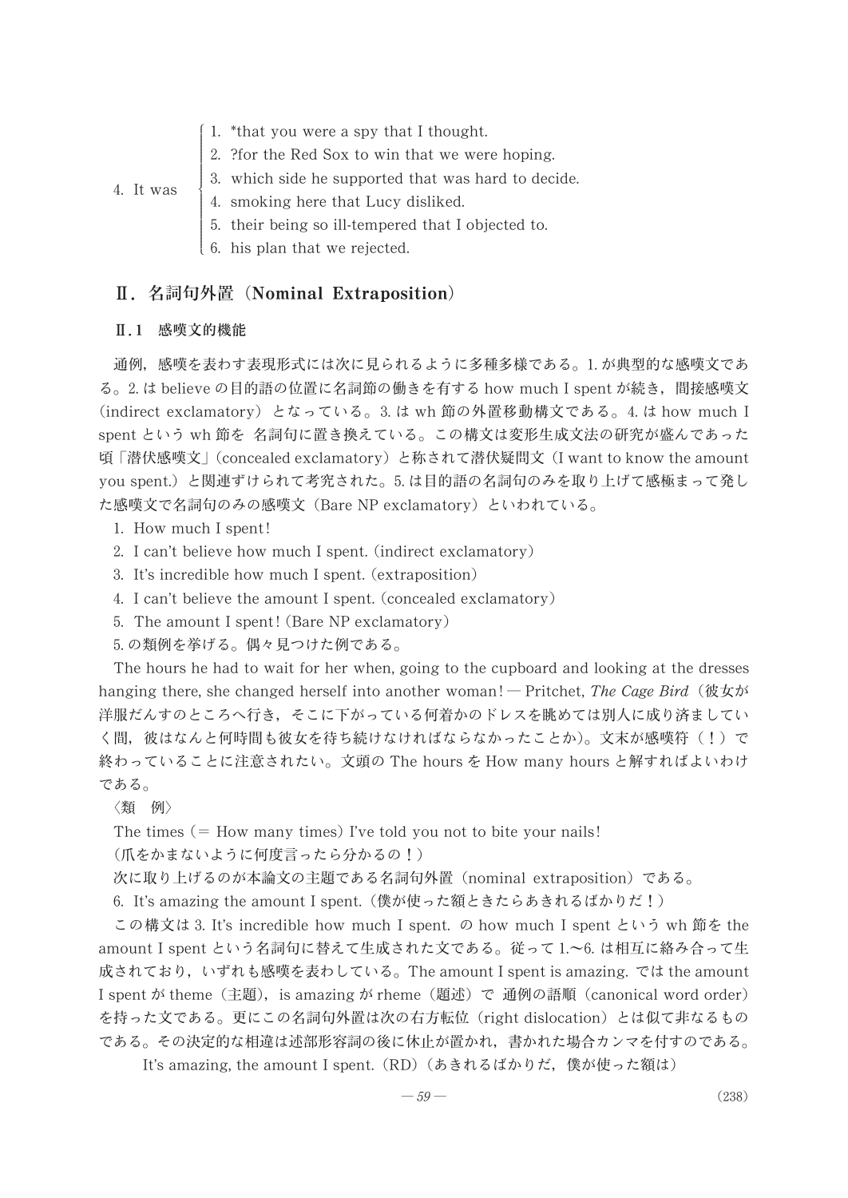4. It was
1. *that you were a spy that I thought.
2. ?for the Red Sox to win that we were hoping.
3. which side he supported that was hard to decide.
4. smoking here that Lucy disliked.
5. their being so ill-tempered that I objected to.
6. his plan that we rejected.

## Ⅱ. 名詞句外置（Nominal Extraposition）

### Ⅱ.1 感嘆文的機能

通例，感嘆を表わす表現形式には次に見られるように多種多様である。1. が典型的な感嘆文である。2. は believe の目的語の位置に名詞節の働きを有する how much I spent が続き，間接感嘆文（indirect exclamatory）となっている。3. は wh 節の外置移動構文である。4. は how much I spent という wh 節を 名詞句に置き換えている。この構文は変形生成文法の研究が盛んであった頃「潜伏感嘆文」（concealed exclamatory）と称されて潜伏疑問文（I want to know the amount you spent.）と関連づけられて考究された。5. は目的語の名詞句のみを取り上げて感極まって発した感嘆文で名詞句のみの感嘆文（Bare NP exclamatory）といわれている。

1. How much I spent!
2. I can't believe how much I spent. (indirect exclamatory)
3. It's incredible how much I spent. (extraposition)
4. I can't believe the amount I spent. (concealed exclamatory)
5. The amount I spent! (Bare NP exclamatory)

5. の類例を挙げる。偶々見つけた例である。

The hours he had to wait for her when, going to the cupboard and looking at the dresses hanging there, she changed herself into another woman! ― Pritchet, *The Cage Bird*（彼女が洋服だんすのところへ行き，そこに下がっている何着かのドレスを眺めては別人に成り済ましていく間，彼はなんと何時間も彼女を待ち続けなければならなかったことか)。文末が感嘆符（！）で終わっていることに注意されたい。文頭の The hours を How many hours と解すればよいわけである。

〈類　例〉

The times (＝ How many times) I've told you not to bite your nails!
（爪をかまないように何度言ったら分かるの！）

次に取り上げるのが本論文の主題である名詞句外置（nominal extraposition）である。

6. It's amazing the amount I spent.（僕が使った額ときたらあきれるばかりだ！）

この構文は 3. It's incredible how much I spent. の how much I spent という wh 節を the amount I spent という名詞句に替えて生成された文である。従って 1.〜6. は相互に絡み合って生成されており，いずれも感嘆を表わしている。The amount I spent is amazing. では the amount I spent が theme（主題），is amazing が rheme（題述）で 通例の語順（canonical word order）を持った文である。更にこの名詞句外置は次の右方転位（right dislocation）とは似て非なるものである。その決定的な相違は述部形容詞の後に休止が置かれ，書かれた場合カンマを付すのである。

It's amazing, the amount I spent. (RD)（あきれるばかりだ，僕が使った額は）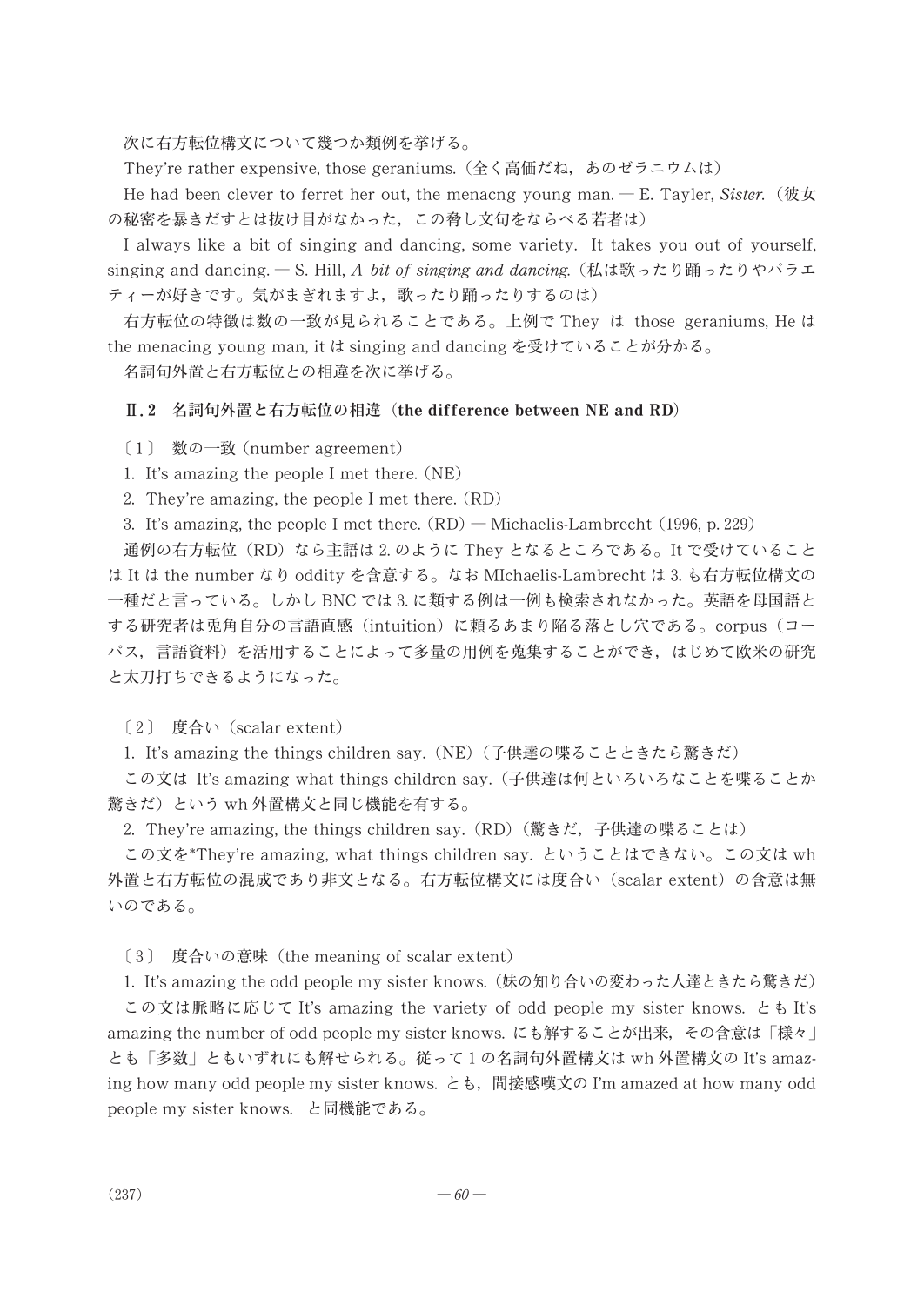次に右方転位構文について幾つか類例を挙げる。

They're rather expensive, those geraniums.（全く高価だね，あのゼラニウムは）

He had been clever to ferret her out, the menacng young man. — E. Tayler, *Sister.*（彼女の秘密を暴きだすとは抜け目がなかった，この脅し文句をならべる若者は）

I always like a bit of singing and dancing, some variety. It takes you out of yourself, singing and dancing. — S. Hill, *A bit of singing and dancing.*（私は歌ったり踊ったりやバラエティーが好きです。気がまぎれますよ，歌ったり踊ったりするのは）

右方転位の特徴は数の一致が見られることである。上例で They は those geraniums, He は the menacing young man, it は singing and dancing を受けていることが分かる。

名詞句外置と右方転位との相違を次に挙げる。

### Ⅱ.2　名詞句外置と右方転位の相違（the difference between NE and RD）

〔1〕 数の一致（number agreement）

1. It's amazing the people I met there.（NE）
2. They're amazing, the people I met there.（RD）
3. It's amazing, the people I met there.（RD）— Michaelis-Lambrecht（1996, p. 229）

通例の右方転位（RD）なら主語は 2. のように They となるところである。It で受けていることは It は the number なり oddity を含意する。なお MIchaelis-Lambrecht は 3. も右方転位構文の一種だと言っている。しかし BNC では 3. に類する例は一例も検索されなかった。英語を母国語とする研究者は兎角自分の言語直感（intuition）に頼るあまり陥る落とし穴である。corpus（コーパス，言語資料）を活用することによって多量の用例を蒐集することができ，はじめて欧米の研究と太刀打ちできるようになった。

〔2〕 度合い（scalar extent）

1. It's amazing the things children say.（NE）（子供達の喋ることときたら驚きだ）

この文は It's amazing what things children say.（子供達は何といろいろなことを喋ることか驚きだ）という wh 外置構文と同じ機能を有する。

2. They're amazing, the things children say.（RD）（驚きだ，子供達の喋ることは）

この文を*They're amazing, what things children say. ということはできない。この文は wh 外置と右方転位の混成であり非文となる。右方転位構文には度合い（scalar extent）の含意は無いのである。

〔3〕 度合いの意味（the meaning of scalar extent）

1. It's amazing the odd people my sister knows.（妹の知り合いの変わった人達ときたら驚きだ）

この文は脈略に応じて It's amazing the variety of odd people my sister knows. とも It's amazing the number of odd people my sister knows. にも解することが出来，その含意は「様々」とも「多数」ともいずれにも解せられる。従って 1 の名詞句外置構文は wh 外置構文の It's amazing how many odd people my sister knows. とも，間接感嘆文の I'm amazed at how many odd people my sister knows. と同機能である。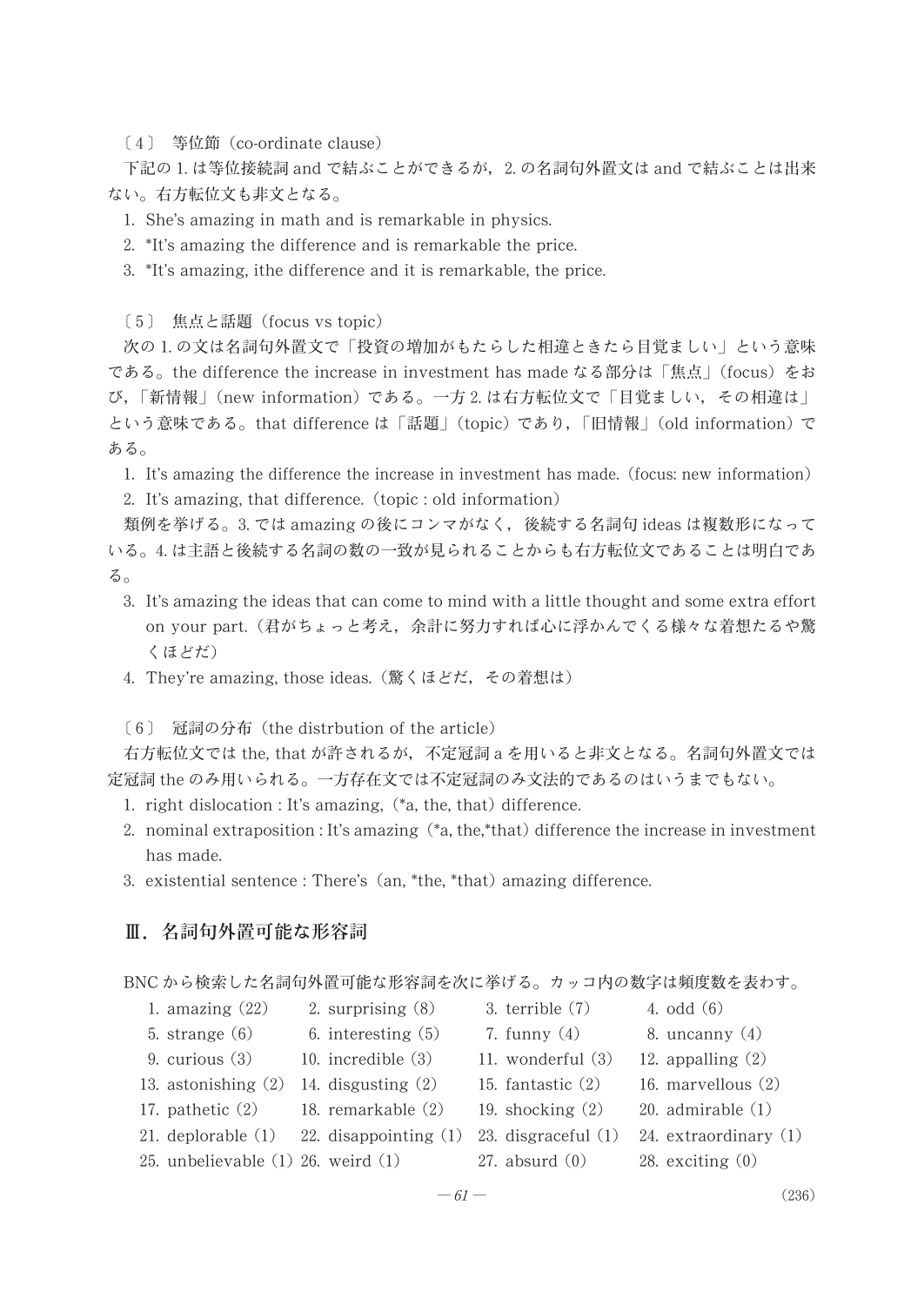〔4〕 等位節（co-ordinate clause）

下記の 1. は等位接続詞 and で結ぶことができるが，2. の名詞句外置文は and で結ぶことは出来ない。右方転位文も非文となる。

1. She's amazing in math and is remarkable in physics.
2. *It's amazing the difference and is remarkable the price.
3. *It's amazing, ithe difference and it is remarkable, the price.

〔5〕 焦点と話題（focus vs topic）

次の 1. の文は名詞句外置文で「投資の増加がもたらした相違ときたら目覚ましい」という意味である。the difference the increase in investment has made なる部分は「焦点」（focus）をおび，「新情報」（new information）である。一方 2. は右方転位文で「目覚ましい，その相違は」という意味である。that difference は「話題」（topic）であり，「旧情報」（old information）である。

1. It's amazing the difference the increase in investment has made.（focus: new information）
2. It's amazing, that difference.（topic : old information）

類例を挙げる。3. では amazing の後にコンマがなく，後続する名詞句 ideas は複数形になっている。4. は主語と後続する名詞の数の一致が見られることからも右方転位文であることは明白である。

3. It's amazing the ideas that can come to mind with a little thought and some extra effort on your part.（君がちょっと考え，余計に努力すれば心に浮かんでくる様々な着想たるや驚くほどだ）
4. They're amazing, those ideas.（驚くほどだ，その着想は）

〔6〕 冠詞の分布（the distrbution of the article）

右方転位文では the, that が許されるが，不定冠詞 a を用いると非文となる。名詞句外置文では定冠詞 the のみ用いられる。一方存在文では不定冠詞のみ文法的であるのはいうまでもない。

1. right dislocation : It's amazing,（*a, the, that）difference.
2. nominal extraposition : It's amazing（*a, the,*that）difference the increase in investment has made.
3. existential sentence : There's（an, *the, *that）amazing difference.

## Ⅲ．名詞句外置可能な形容詞

BNC から検索した名詞句外置可能な形容詞を次に挙げる。カッコ内の数字は頻度数を表わす。

| | | | |
|---|---|---|---|
| 1. amazing（22） | 2. surprising（8） | 3. terrible（7） | 4. odd（6） |
| 5. strange（6） | 6. interesting（5） | 7. funny（4） | 8. uncanny（4） |
| 9. curious（3） | 10. incredible（3） | 11. wonderful（3） | 12. appalling（2） |
| 13. astonishing（2） | 14. disgusting（2） | 15. fantastic（2） | 16. marvellous（2） |
| 17. pathetic（2） | 18. remarkable（2） | 19. shocking（2） | 20. admirable（1） |
| 21. deplorable（1） | 22. disappointing（1） | 23. disgraceful（1） | 24. extraordinary（1） |
| 25. unbelievable（1） | 26. weird（1） | 27. absurd（0） | 28. exciting（0） |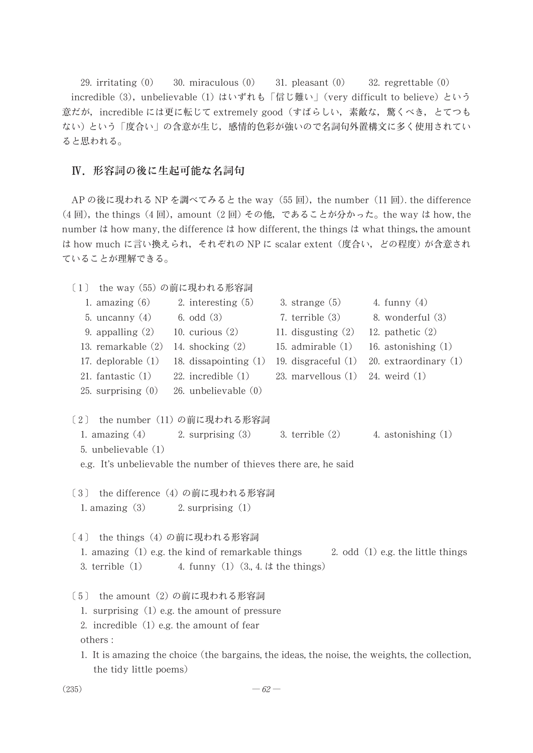29. irritating (0)　30. miraculous (0)　31. pleasant (0)　32. regrettable (0)

incredible (3), unbelievable (1) はいずれも「信じ難い」(very difficult to believe) という意だが, incredible には更に転じて extremely good (すばらしい, 素敵な, 驚くべき, とてつもない) という「度合い」の含意が生じ, 感情的色彩が強いので名詞句外置構文に多く使用されていると思われる。

## Ⅳ. 形容詞の後に生起可能な名詞句

AP の後に現われる NP を調べてみると the way (55 回), the number (11 回). the difference (4 回), the things (4 回), amount (2 回) その他, であることが分かった。the way は how, the number は how many, the difference は how different, the things は what things, the amount は how much に言い換えられ, それぞれの NP に scalar extent (度合い, どの程度) が含意されていることが理解できる。

〔1〕 the way (55) の前に現われる形容詞

1. amazing (6)　2. interesting (5)　3. strange (5)　4. funny (4)
5. uncanny (4)　6. odd (3)　7. terrible (3)　8. wonderful (3)
9. appalling (2)　10. curious (2)　11. disgusting (2)　12. pathetic (2)
13. remarkable (2)　14. shocking (2)　15. admirable (1)　16. astonishing (1)
17. deplorable (1)　18. dissapointing (1)　19. disgraceful (1)　20. extraordinary (1)
21. fantastic (1)　22. incredible (1)　23. marvellous (1)　24. weird (1)
25. surprising (0)　26. unbelievable (0)

〔2〕 the number (11) の前に現われる形容詞

1. amazing (4)　2. surprising (3)　3. terrible (2)　4. astonishing (1)
5. unbelievable (1)

e.g. It's unbelievable the number of thieves there are, he said

〔3〕 the difference (4) の前に現われる形容詞

1. amazing (3)　2. surprising (1)

〔4〕 the things (4) の前に現われる形容詞

1. amazing (1) e.g. the kind of remarkable things　2. odd (1) e.g. the little things
3. terrible (1)　4. funny (1) (3., 4. は the things)

〔5〕 the amount (2) の前に現われる形容詞

1. surprising (1) e.g. the amount of pressure
2. incredible (1) e.g. the amount of fear

others :

1. It is amazing the choice (the bargains, the ideas, the noise, the weights, the collection, the tidy little poems)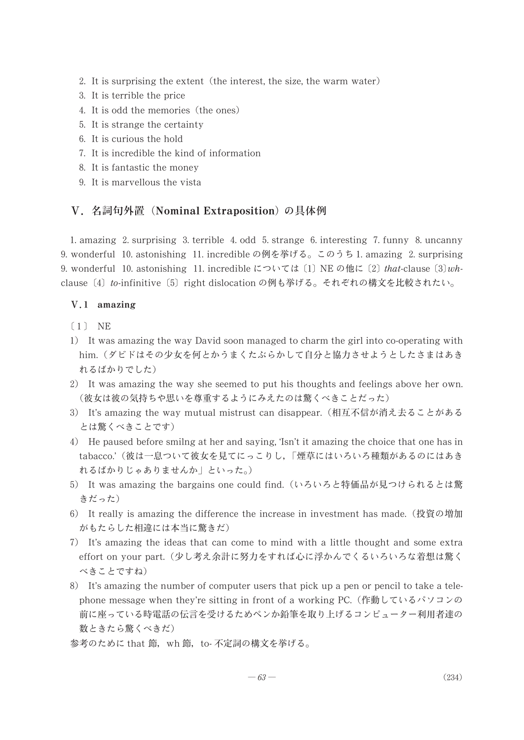2. It is surprising the extent（the interest, the size, the warm water）
3. It is terrible the price
4. It is odd the memories（the ones）
5. It is strange the certainty
6. It is curious the hold
7. It is incredible the kind of information
8. It is fantastic the money
9. It is marvellous the vista

## Ⅴ．名詞句外置（Nominal Extraposition）の具体例

1. amazing　2. surprising　3. terrible　4. odd　5. strange　6. interesting　7. funny　8. uncanny　9. wonderful　10. astonishing　11. incredible の例を挙げる。このうち 1. amazing　2. surprising　9. wonderful　10. astonishing　11. incredible については〔1〕NE の他に〔2〕*that*-clause〔3〕*wh*-clause〔4〕*to*-infinitive〔5〕right dislocation の例も挙げる。それぞれの構文を比較されたい。

### Ⅴ.1　amazing

〔1〕 NE

1) It was amazing the way David soon managed to charm the girl into co-operating with him.（ダビドはその少女を何とかうまくたぶらかして自分と協力させようとしたさまはあきれるばかりでした）
2) It was amazing the way she seemed to put his thoughts and feelings above her own.（彼女は彼の気持ちや思いを尊重するようにみえたのは驚くべきことだった）
3) It's amazing the way mutual mistrust can disappear.（相互不信が消え去ることがあるとは驚くべきことです）
4) He paused before smilng at her and saying, 'Isn't it amazing the choice that one has in tabacco.'（彼は一息ついて彼女を見てにっこりし，「煙草にはいろいろ種類があるのにはあきれるばかりじゃありませんか」といった。）
5) It was amazing the bargains one could find.（いろいろと特価品が見つけられるとは驚きだった）
6) It really is amazing the difference the increase in investment has made.（投資の増加がもたらした相違には本当に驚きだ）
7) It's amazing the ideas that can come to mind with a little thought and some extra effort on your part.（少し考え余計に努力をすれば心に浮かんでくるいろいろな着想は驚くべきことですね）
8) It's amazing the number of computer users that pick up a pen or pencil to take a telephone message when they're sitting in front of a working PC.（作動しているパソコンの前に座っている時電話の伝言を受けるためペンか鉛筆を取り上げるコンピューター利用者達の数ときたら驚くべきだ）

参考のために that 節，wh 節，to- 不定詞の構文を挙げる。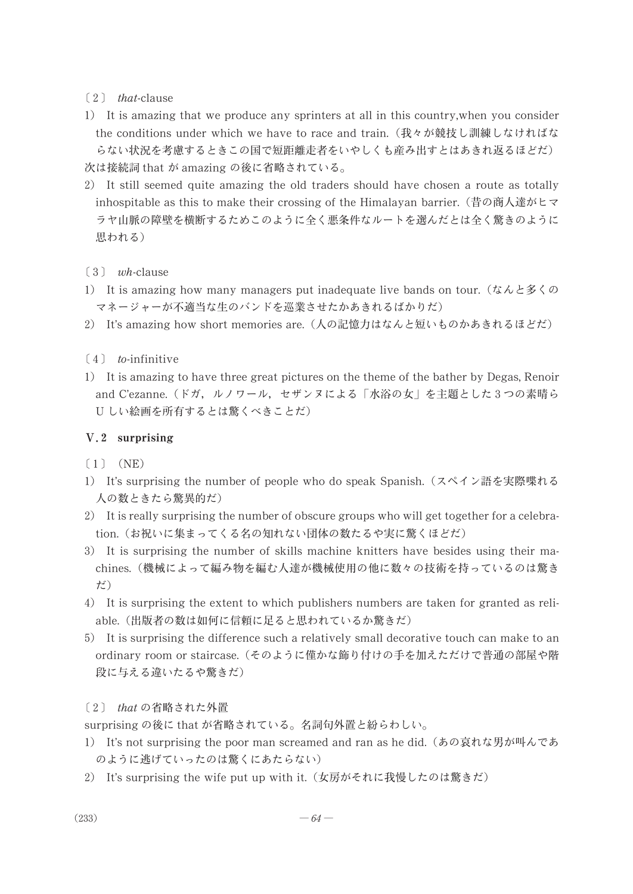〔2〕 *that*-clause

1) It is amazing that we produce any sprinters at all in this country,when you consider the conditions under which we have to race and train.（我々が競技し訓練しなければならない状況を考慮するときこの国で短距離走者をいやしくも産み出すとはあきれ返るほどだ）

次は接続詞 that が amazing の後に省略されている。

2) It still seemed quite amazing the old traders should have chosen a route as totally inhospitable as this to make their crossing of the Himalayan barrier.（昔の商人達がヒマラヤ山脈の障壁を横断するためこのように全く悪条件なルートを選んだとは全く驚きのように思われる）

〔3〕 *wh*-clause

1) It is amazing how many managers put inadequate live bands on tour.（なんと多くのマネージャーが不適当な生のバンドを巡業させたかあきれるばかりだ）
2) It's amazing how short memories are.（人の記憶力はなんと短いものかあきれるほどだ）

〔4〕 *to*-infinitive

1) It is amazing to have three great pictures on the theme of the bather by Degas, Renoir and C'ezanne.（ドガ，ルノワール，セザンヌによる「水浴の女」を主題とした3つの素晴らしい絵画を所有するとは驚くべきことだ）

## V.2 surprising

〔1〕（NE）

1) It's surprising the number of people who do speak Spanish.（スペイン語を実際喋れる人の数ときたら驚異的だ）
2) It is really surprising the number of obscure groups who will get together for a celebration.（お祝いに集まってくる名の知れない団体の数たるや実に驚くほどだ）
3) It is surprising the number of skills machine knitters have besides using their machines.（機械によって編み物を編む人達が機械使用の他に数々の技術を持っているのは驚きだ）
4) It is surprising the extent to which publishers numbers are taken for granted as reliable.（出版者の数は如何に信頼に足ると思われているか驚きだ）
5) It is surprising the difference such a relatively small decorative touch can make to an ordinary room or staircase.（そのように僅かな飾り付けの手を加えただけで普通の部屋や階段に与える違いたるや驚きだ）

〔2〕 *that* の省略された外置

surprising の後に that が省略されている。名詞句外置と紛らわしい。

1) It's not surprising the poor man screamed and ran as he did.（あの哀れな男が叫んであのように逃げていったのは驚くにあたらない）
2) It's surprising the wife put up with it.（女房がそれに我慢したのは驚きだ）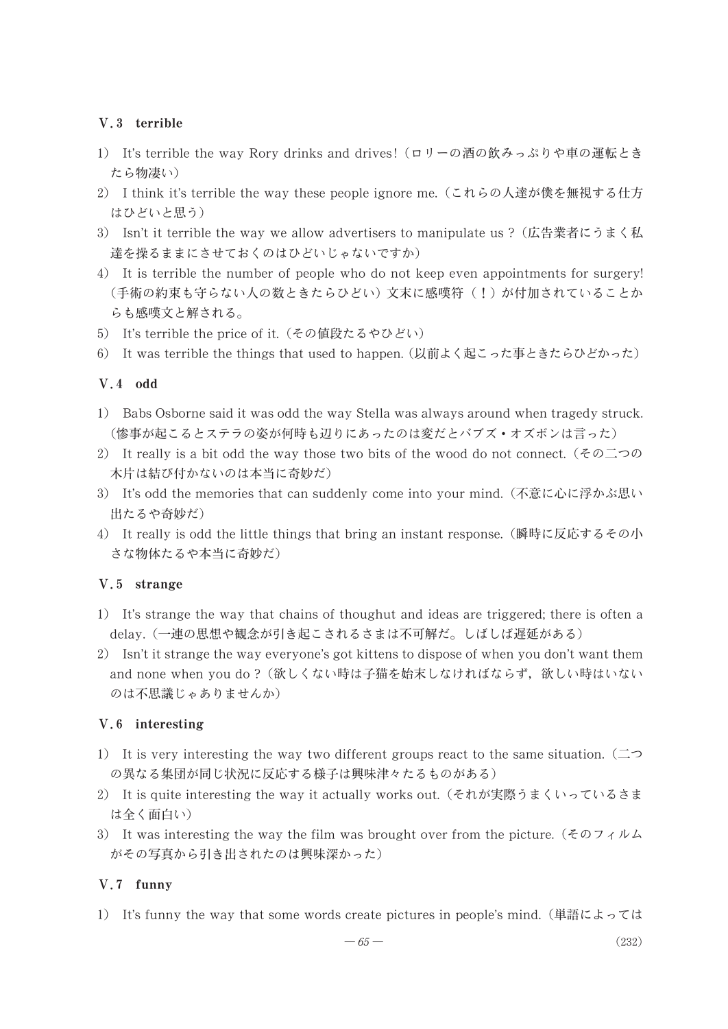### V.3　terrible

1)　It's terrible the way Rory drinks and drives!（ロリーの酒の飲みっぷりや車の運転ときたら物凄い）
2)　I think it's terrible the way these people ignore me.（これらの人達が僕を無視する仕方はひどいと思う）
3)　Isn't it terrible the way we allow advertisers to manipulate us ?（広告業者にうまく私達を操るままにさせておくのはひどいじゃないですか）
4)　It is terrible the number of people who do not keep even appointments for surgery!（手術の約束も守らない人の数ときたらひどい）文末に感嘆符（！）が付加されていることからも感嘆文と解される。
5)　It's terrible the price of it.（その値段たるやひどい）
6)　It was terrible the things that used to happen.（以前よく起こった事ときたらひどかった）

### V.4　odd

1)　Babs Osborne said it was odd the way Stella was always around when tragedy struck.（惨事が起こるとステラの姿が何時も辺りにあったのは変だとバブズ・オズボンは言った）
2)　It really is a bit odd the way those two bits of the wood do not connect.（その二つの木片は結び付かないのは本当に奇妙だ）
3)　It's odd the memories that can suddenly come into your mind.（不意に心に浮かぶ思い出たるや奇妙だ）
4)　It really is odd the little things that bring an instant response.（瞬時に反応するその小さな物体たるや本当に奇妙だ）

### V.5　strange

1)　It's strange the way that chains of thoughut and ideas are triggered; there is often a delay.（一連の思想や観念が引き起こされるさまは不可解だ。しばしば遅延がある）
2)　Isn't it strange the way everyone's got kittens to dispose of when you don't want them and none when you do ?（欲しくない時は子猫を始末しなければならず，欲しい時はいないのは不思議じゃありませんか）

### V.6　interesting

1)　It is very interesting the way two different groups react to the same situation.（二つの異なる集団が同じ状況に反応する様子は興味津々たるものがある）
2)　It is quite interesting the way it actually works out.（それが実際うまくいっているさまは全く面白い）
3)　It was interesting the way the film was brought over from the picture.（そのフィルムがその写真から引き出されたのは興味深かった）

### V.7　funny

1)　It's funny the way that some words create pictures in people's mind.（単語によっては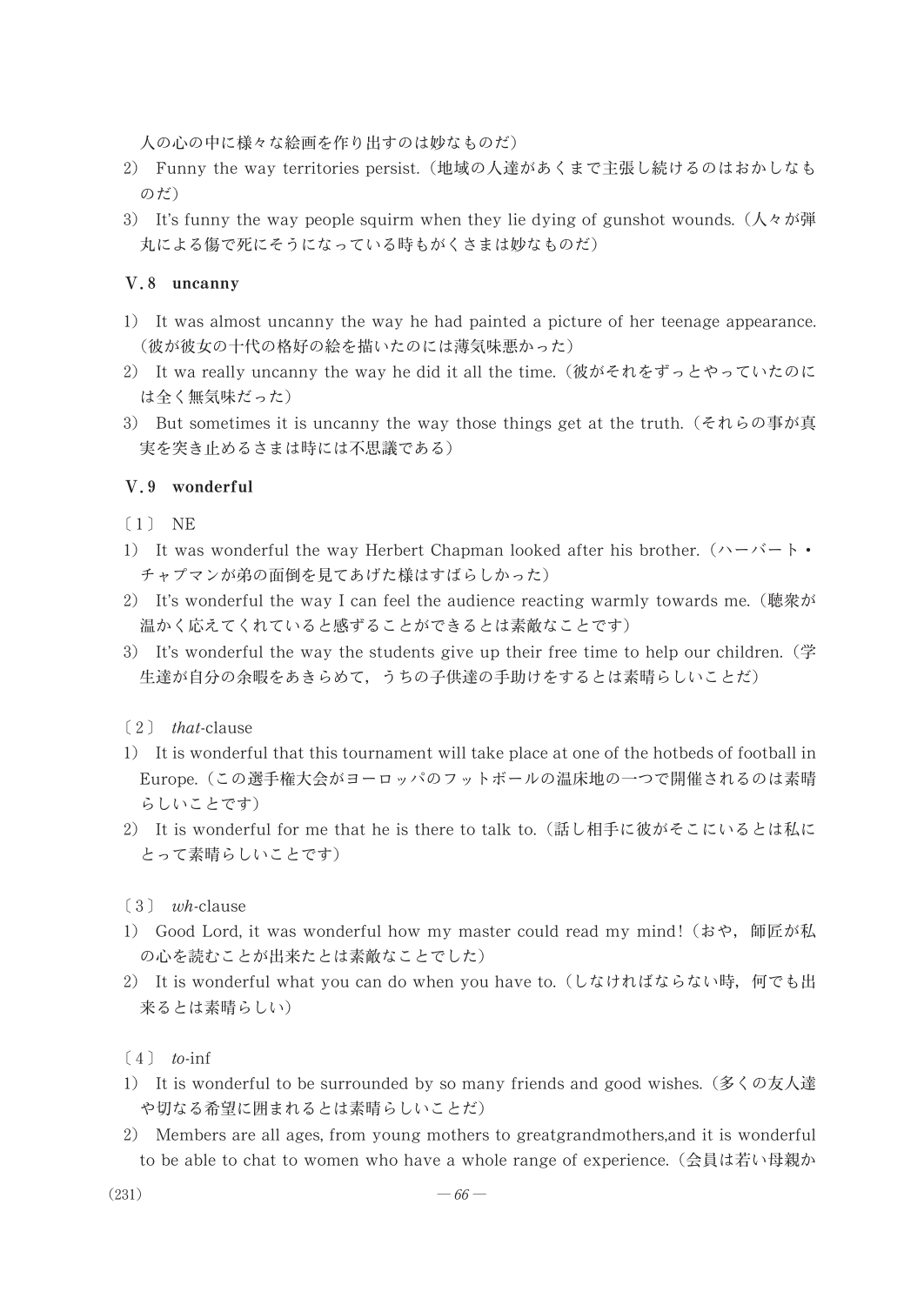人の心の中に様々な絵画を作り出すのは妙なものだ）

2）Funny the way territories persist.（地域の人達があくまで主張し続けるのはおかしなものだ）

3）It's funny the way people squirm when they lie dying of gunshot wounds.（人々が弾丸による傷で死にそうになっている時もがくさまは妙なものだ）

### V.8　uncanny

1）It was almost uncanny the way he had painted a picture of her teenage appearance.（彼が彼女の十代の格好の絵を描いたのには薄気味悪かった）

2）It wa really uncanny the way he did it all the time.（彼がそれをずっとやっていたのには全く無気味だった）

3）But sometimes it is uncanny the way those things get at the truth.（それらの事が真実を突き止めるさまは時には不思議である）

### V.9　wonderful

〔1〕 NE

1）It was wonderful the way Herbert Chapman looked after his brother.（ハーバート・チャプマンが弟の面倒を見てあげた様はすばらしかった）

2）It's wonderful the way I can feel the audience reacting warmly towards me.（聴衆が温かく応えてくれていると感ずることができるとは素敵なことです）

3）It's wonderful the way the students give up their free time to help our children.（学生達が自分の余暇をあきらめて，うちの子供達の手助けをするとは素晴らしいことだ）

〔2〕 *that*-clause

1）It is wonderful that this tournament will take place at one of the hotbeds of football in Europe.（この選手権大会がヨーロッパのフットボールの温床地の一つで開催されるのは素晴らしいことです）

2）It is wonderful for me that he is there to talk to.（話し相手に彼がそこにいるとは私にとって素晴らしいことです）

〔3〕 *wh*-clause

1）Good Lord, it was wonderful how my master could read my mind!（おや，師匠が私の心を読むことが出来たとは素敵なことでした）

2）It is wonderful what you can do when you have to.（しなければならない時，何でも出来るとは素晴らしい）

〔4〕 *to*-inf

1）It is wonderful to be surrounded by so many friends and good wishes.（多くの友人達や切なる希望に囲まれるとは素晴らしいことだ）

2）Members are all ages, from young mothers to greatgrandmothers,and it is wonderful to be able to chat to women who have a whole range of experience.（会員は若い母親か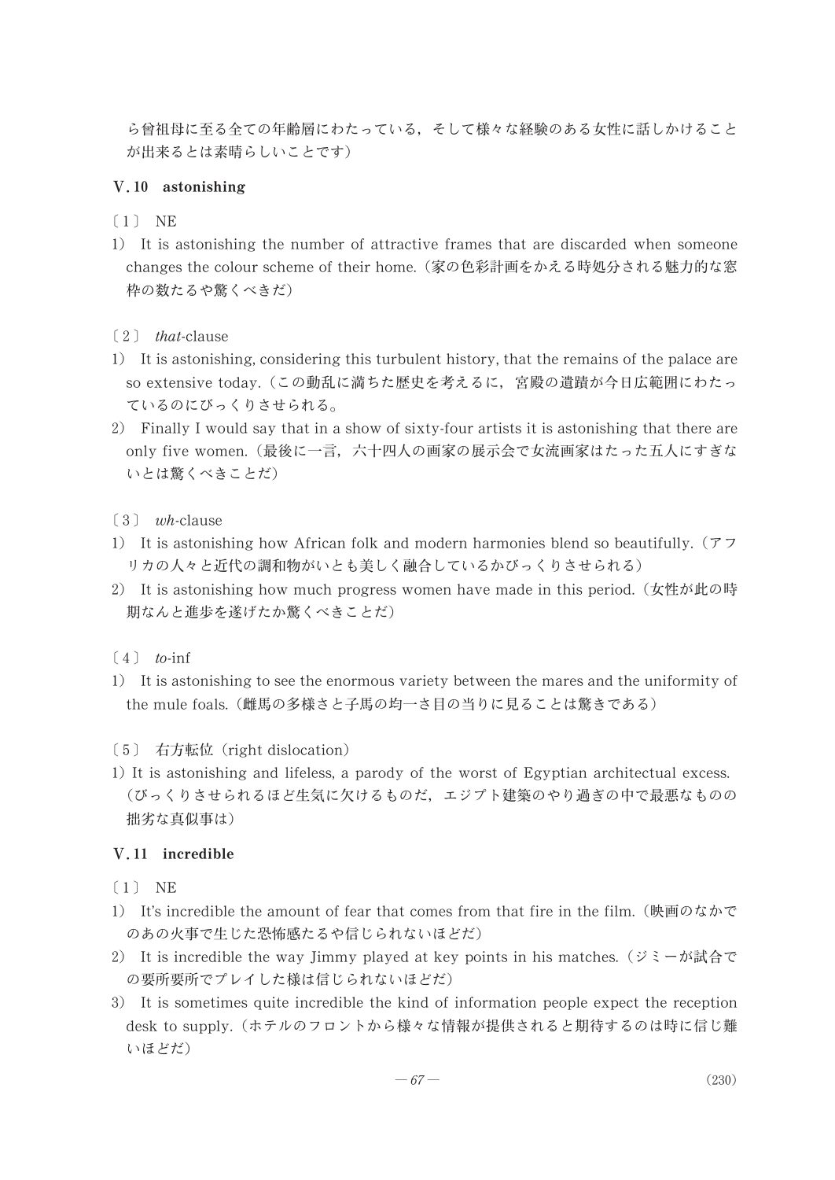ら曾祖母に至る全ての年齢層にわたっている，そして様々な経験のある女性に話しかけることが出来るとは素晴らしいことです）

### V.10　astonishing

〔1〕 NE

1) It is astonishing the number of attractive frames that are discarded when someone changes the colour scheme of their home.（家の色彩計画をかえる時処分される魅力的な窓枠の数たるや驚くべきだ）

〔2〕 *that*-clause

1) It is astonishing, considering this turbulent history, that the remains of the palace are so extensive today.（この動乱に満ちた歴史を考えるに，宮殿の遺蹟が今日広範囲にわたっているのにびっくりさせられる。

2) Finally I would say that in a show of sixty-four artists it is astonishing that there are only five women.（最後に一言，六十四人の画家の展示会で女流画家はたった五人にすぎないとは驚くべきことだ）

〔3〕 *wh*-clause

1) It is astonishing how African folk and modern harmonies blend so beautifully.（アフリカの人々と近代の調和物がいとも美しく融合しているかびっくりさせられる）

2) It is astonishing how much progress women have made in this period.（女性が此の時期なんと進歩を遂げたか驚くべきことだ）

〔4〕 *to*-inf

1) It is astonishing to see the enormous variety between the mares and the uniformity of the mule foals.（雌馬の多様さと子馬の均一さ目の当りに見ることは驚きである）

〔5〕 右方転位（right dislocation）

1) It is astonishing and lifeless, a parody of the worst of Egyptian architectual excess.（びっくりさせられるほど生気に欠けるものだ，エジプト建築のやり過ぎの中で最悪なものの拙劣な真似事は）

### V.11　incredible

〔1〕 NE

1) It's incredible the amount of fear that comes from that fire in the film.（映画のなかでのあの火事で生じた恐怖感たるや信じられないほどだ）

2) It is incredible the way Jimmy played at key points in his matches.（ジミーが試合での要所要所でプレイした様は信じられないほどだ）

3) It is sometimes quite incredible the kind of information people expect the reception desk to supply.（ホテルのフロントから様々な情報が提供されると期待するのは時に信じ難いほどだ）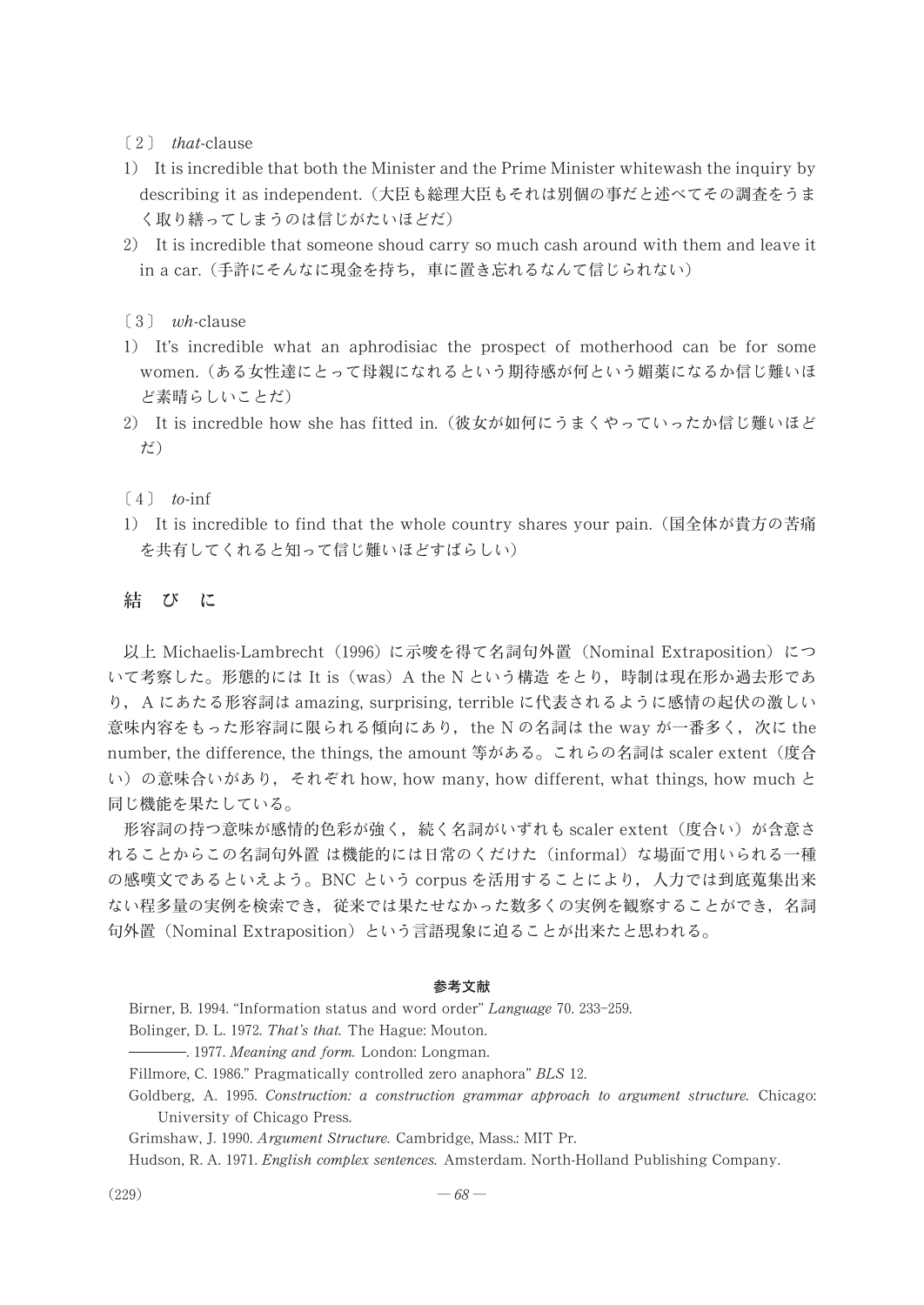〔2〕 *that*-clause

1) It is incredible that both the Minister and the Prime Minister whitewash the inquiry by describing it as independent.（大臣も総理大臣もそれは別個の事だと述べてその調査をうまく取り繕ってしまうのは信じがたいほどだ）

2) It is incredible that someone shoud carry so much cash around with them and leave it in a car.（手許にそんなに現金を持ち，車に置き忘れるなんて信じられない）

〔3〕 *wh*-clause

1) It's incredible what an aphrodisiac the prospect of motherhood can be for some women.（ある女性達にとって母親になれるという期待感が何という媚薬になるか信じ難いほど素晴らしいことだ）

2) It is incredble how she has fitted in.（彼女が如何にうまくやっていったか信じ難いほどだ）

〔4〕 *to*-inf

1) It is incredible to find that the whole country shares your pain.（国全体が貴方の苦痛を共有してくれると知って信じ難いほどすばらしい）

## 結　び　に

以上 Michaelis-Lambrecht（1996）に示唆を得て名詞句外置（Nominal Extraposition）について考察した。形態的には It is（was）A the N という構造 をとり，時制は現在形か過去形であり，A にあたる形容詞は amazing, surprising, terrible に代表されるように感情の起伏の激しい意味内容をもった形容詞に限られる傾向にあり，the N の名詞は the way が一番多く，次に the number, the difference, the things, the amount 等がある。これらの名詞は scaler extent（度合い）の意味合いがあり，それぞれ how, how many, how different, what things, how much と同じ機能を果たしている。

形容詞の持つ意味が感情的色彩が強く，続く名詞がいずれも scaler extent（度合い）が含意されることからこの名詞句外置 は機能的には日常のくだけた（informal）な場面で用いられる一種の感嘆文であるといえよう。BNC という corpus を活用することにより，人力では到底蒐集出来ない程多量の実例を検索でき，従来では果たせなかった数多くの実例を観察することができ，名詞句外置（Nominal Extraposition）という言語現象に迫ることが出来たと思われる。

### 参考文献

Birner, B. 1994. "Information status and word order" *Language* 70. 233-259.

Bolinger, D. L. 1972. *That's that.* The Hague: Mouton.

———. 1977. *Meaning and form.* London: Longman.

Fillmore, C. 1986." Pragmatically controlled zero anaphora" *BLS* 12.

Goldberg, A. 1995. *Construction: a construction grammar approach to argument structure.* Chicago: University of Chicago Press.

Grimshaw, J. 1990. *Argument Structure.* Cambridge, Mass.: MIT Pr.

Hudson, R. A. 1971. *English complex sentences.* Amsterdam. North-Holland Publishing Company.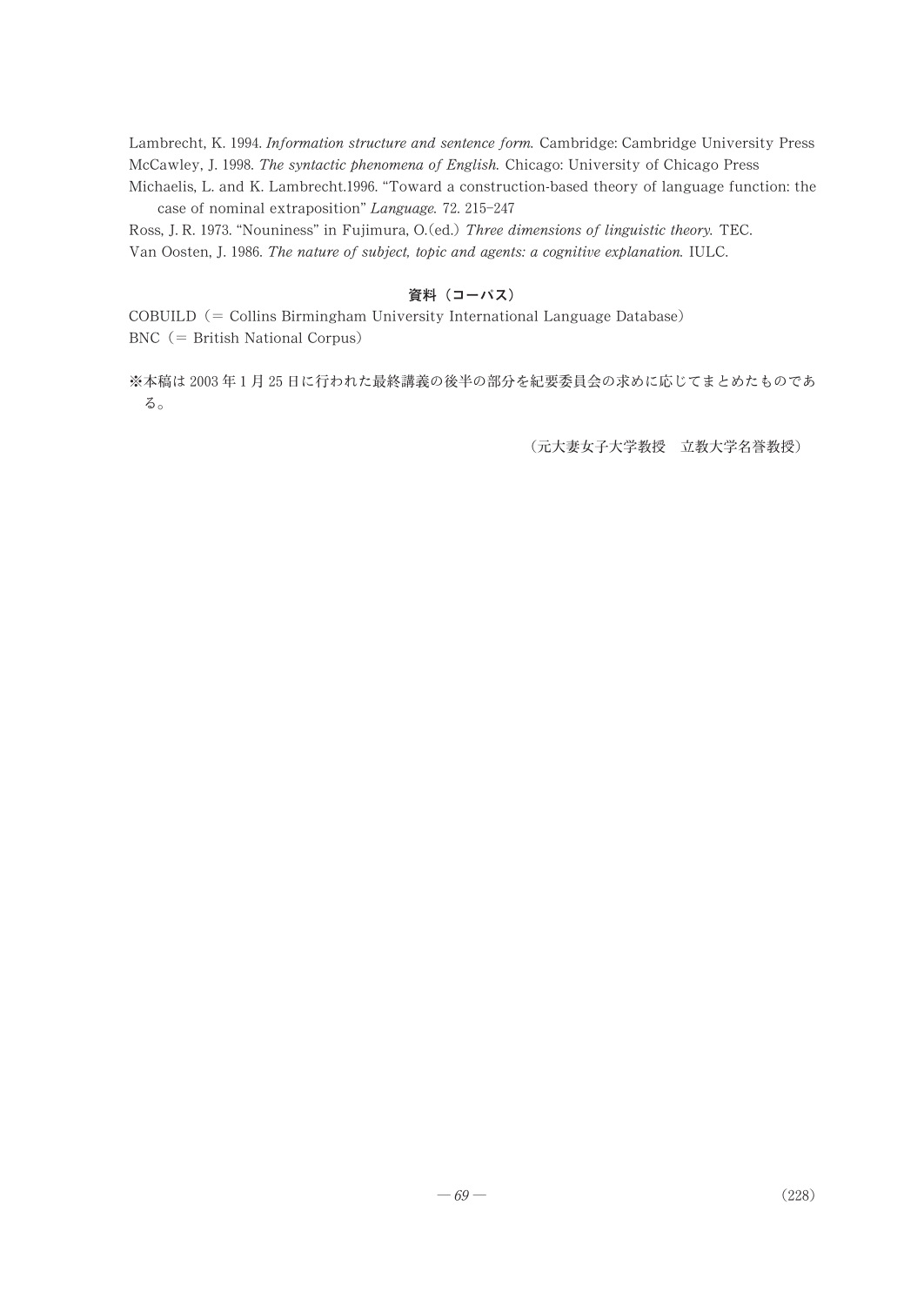Lambrecht, K. 1994. *Information structure and sentence form.* Cambridge: Cambridge University Press

McCawley, J. 1998. *The syntactic phenomena of English.* Chicago: University of Chicago Press

Michaelis, L. and K. Lambrecht.1996. "Toward a construction-based theory of language function: the case of nominal extraposition" *Language.* 72. 215-247

Ross, J. R. 1973. "Nouniness" in Fujimura, O.(ed.) *Three dimensions of linguistic theory.* TEC.

Van Oosten, J. 1986. *The nature of subject, topic and agents: a cognitive explanation.* IULC.

**資料（コーパス）**

COBUILD（＝ Collins Birmingham University International Language Database）

BNC（＝ British National Corpus）

※本稿は 2003 年 1 月 25 日に行われた最終講義の後半の部分を紀要委員会の求めに応じてまとめたものである。

（元大妻女子大学教授　立教大学名誉教授）